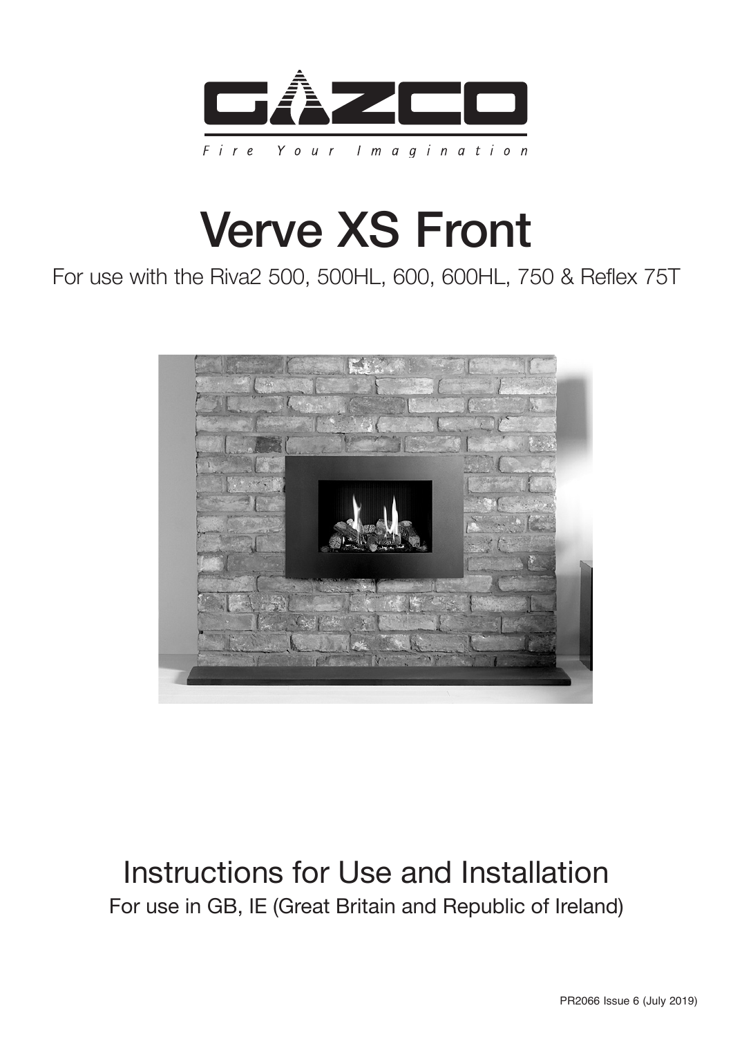GAZCO

*Fire Your Imagination*

# Verve XS Front

For use with the Riva2 500, 500HL, 600, 600HL, 750 & Reflex 75T

## Instructions for Use and Installation

For use in GB, IE (Great Britain and Republic of Ireland)

PR2066 Issue 6 (July 2019)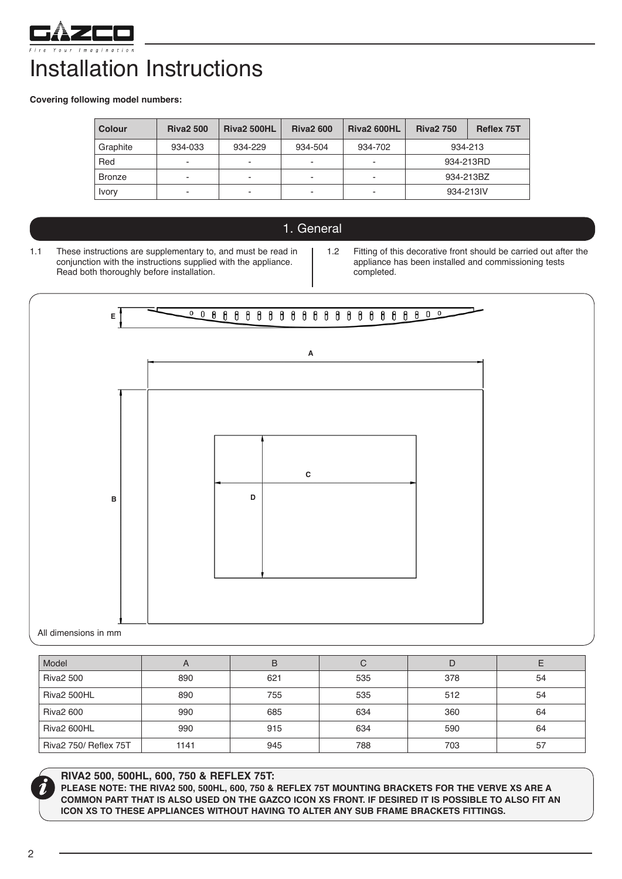# Installation Instructions

**Covering following model numbers:**

| Colour | Riva2 500 | Riva2 500HL | Riva2 600 | Riva2 600HL | Riva2 750 | Reflex 75T |
|---|---|---|---|---|---|---|
| Graphite | 934-033 | 934-229 | 934-504 | 934-702 | 934-213 | |
| Red | - | - | - | - | 934-213RD | |
| Bronze | - | - | - | - | 934-213BZ | |
| Ivory | - | - | - | - | 934-213IV | |

## 1. General

1.1 These instructions are supplementary to, and must be read in conjunction with the instructions supplied with the appliance. Read both thoroughly before installation.

1.2 Fitting of this decorative front should be carried out after the appliance has been installed and commissioning tests completed.

All dimensions in mm

| Model | A | B | C | D | E |
|---|---|---|---|---|---|
| Riva2 500 | 890 | 621 | 535 | 378 | 54 |
| Riva2 500HL | 890 | 755 | 535 | 512 | 54 |
| Riva2 600 | 990 | 685 | 634 | 360 | 64 |
| Riva2 600HL | 990 | 915 | 634 | 590 | 64 |
| Riva2 750/ Reflex 75T | 1141 | 945 | 788 | 703 | 57 |

**RIVA2 500, 500HL, 600, 750 & REFLEX 75T:**

**PLEASE NOTE: THE RIVA2 500, 500HL, 600, 750 & REFLEX 75T MOUNTING BRACKETS FOR THE VERVE XS ARE A COMMON PART THAT IS ALSO USED ON THE GAZCO ICON XS FRONT. IF DESIRED IT IS POSSIBLE TO ALSO FIT AN ICON XS TO THESE APPLIANCES WITHOUT HAVING TO ALTER ANY SUB FRAME BRACKETS FITTINGS.**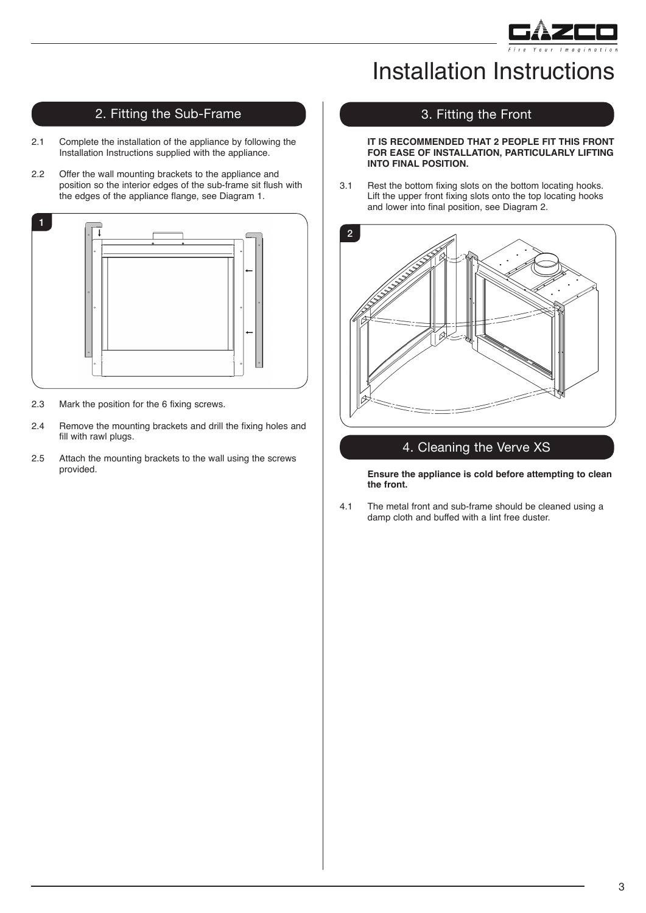# Installation Instructions

## 2. Fitting the Sub-Frame

2.1 Complete the installation of the appliance by following the Installation Instructions supplied with the appliance.

2.2 Offer the wall mounting brackets to the appliance and position so the interior edges of the sub-frame sit flush with the edges of the appliance flange, see Diagram 1.

1

2.3 Mark the position for the 6 fixing screws.

2.4 Remove the mounting brackets and drill the fixing holes and fill with rawl plugs.

2.5 Attach the mounting brackets to the wall using the screws provided.

## 3. Fitting the Front

**IT IS RECOMMENDED THAT 2 PEOPLE FIT THIS FRONT FOR EASE OF INSTALLATION, PARTICULARLY LIFTING INTO FINAL POSITION.**

3.1 Rest the bottom fixing slots on the bottom locating hooks. Lift the upper front fixing slots onto the top locating hooks and lower into final position, see Diagram 2.

2

## 4. Cleaning the Verve XS

**Ensure the appliance is cold before attempting to clean the front.**

4.1 The metal front and sub-frame should be cleaned using a damp cloth and buffed with a lint free duster.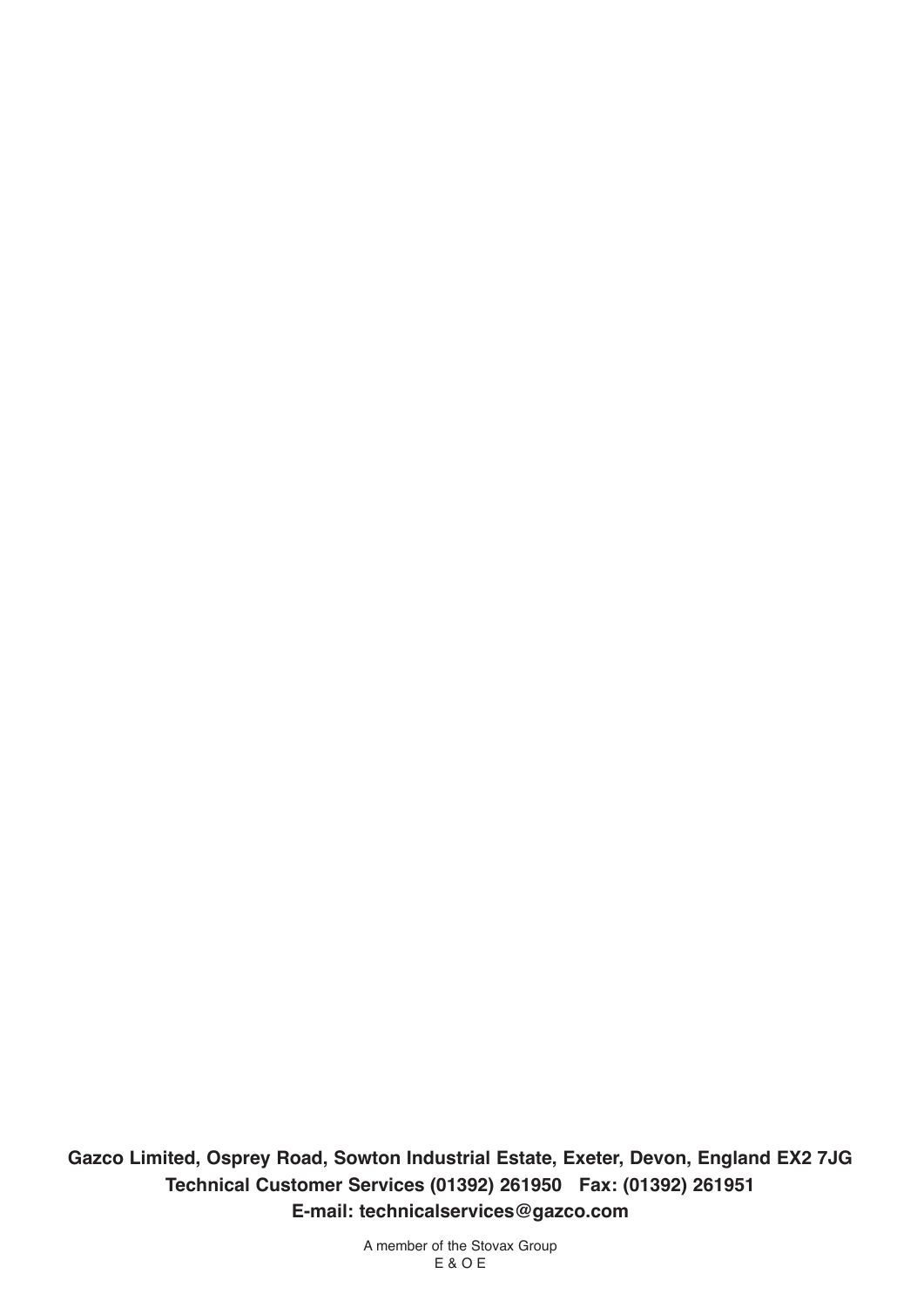**Gazco Limited, Osprey Road, Sowton Industrial Estate, Exeter, Devon, England EX2 7JG**
**Technical Customer Services (01392) 261950   Fax: (01392) 261951**
**E-mail: technicalservices@gazco.com**

A member of the Stovax Group
E & O E